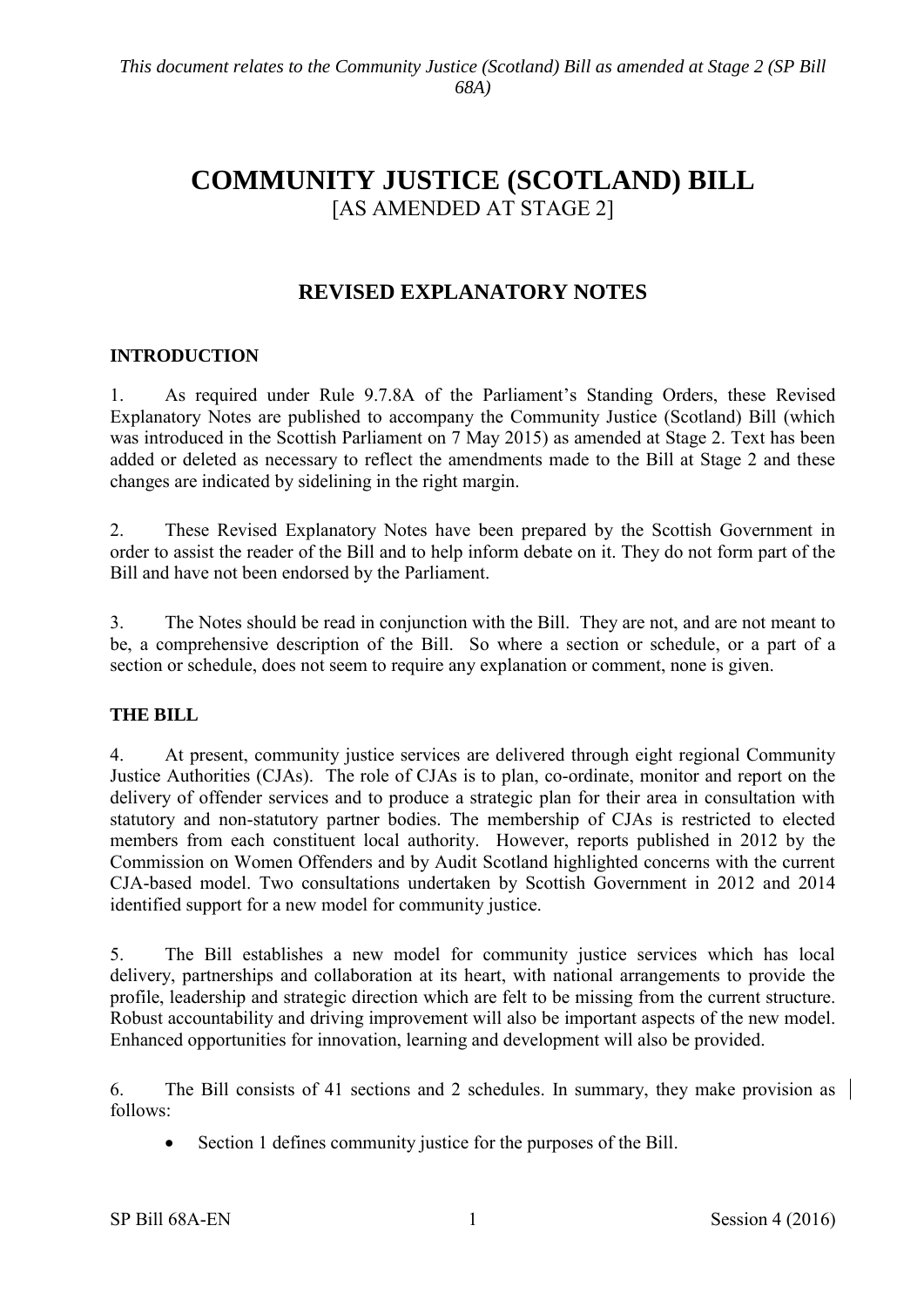*This document relates to the Community Justice (Scotland) Bill as amended at Stage 2 (SP Bill 68A)*

# COMMUNITY JUSTICE (SCOTLAND) BILL

[AS AMENDED AT STAGE 2]

## REVISED EXPLANATORY NOTES

### INTRODUCTION

1. As required under Rule 9.7.8A of the Parliament's Standing Orders, these Revised Explanatory Notes are published to accompany the Community Justice (Scotland) Bill (which was introduced in the Scottish Parliament on 7 May 2015) as amended at Stage 2. Text has been added or deleted as necessary to reflect the amendments made to the Bill at Stage 2 and these changes are indicated by sidelining in the right margin.

2. These Revised Explanatory Notes have been prepared by the Scottish Government in order to assist the reader of the Bill and to help inform debate on it. They do not form part of the Bill and have not been endorsed by the Parliament.

3. The Notes should be read in conjunction with the Bill. They are not, and are not meant to be, a comprehensive description of the Bill. So where a section or schedule, or a part of a section or schedule, does not seem to require any explanation or comment, none is given.

### THE BILL

4. At present, community justice services are delivered through eight regional Community Justice Authorities (CJAs). The role of CJAs is to plan, co-ordinate, monitor and report on the delivery of offender services and to produce a strategic plan for their area in consultation with statutory and non-statutory partner bodies. The membership of CJAs is restricted to elected members from each constituent local authority. However, reports published in 2012 by the Commission on Women Offenders and by Audit Scotland highlighted concerns with the current CJA-based model. Two consultations undertaken by Scottish Government in 2012 and 2014 identified support for a new model for community justice.

5. The Bill establishes a new model for community justice services which has local delivery, partnerships and collaboration at its heart, with national arrangements to provide the profile, leadership and strategic direction which are felt to be missing from the current structure. Robust accountability and driving improvement will also be important aspects of the new model. Enhanced opportunities for innovation, learning and development will also be provided.

6. The Bill consists of 41 sections and 2 schedules. In summary, they make provision as follows:

- Section 1 defines community justice for the purposes of the Bill.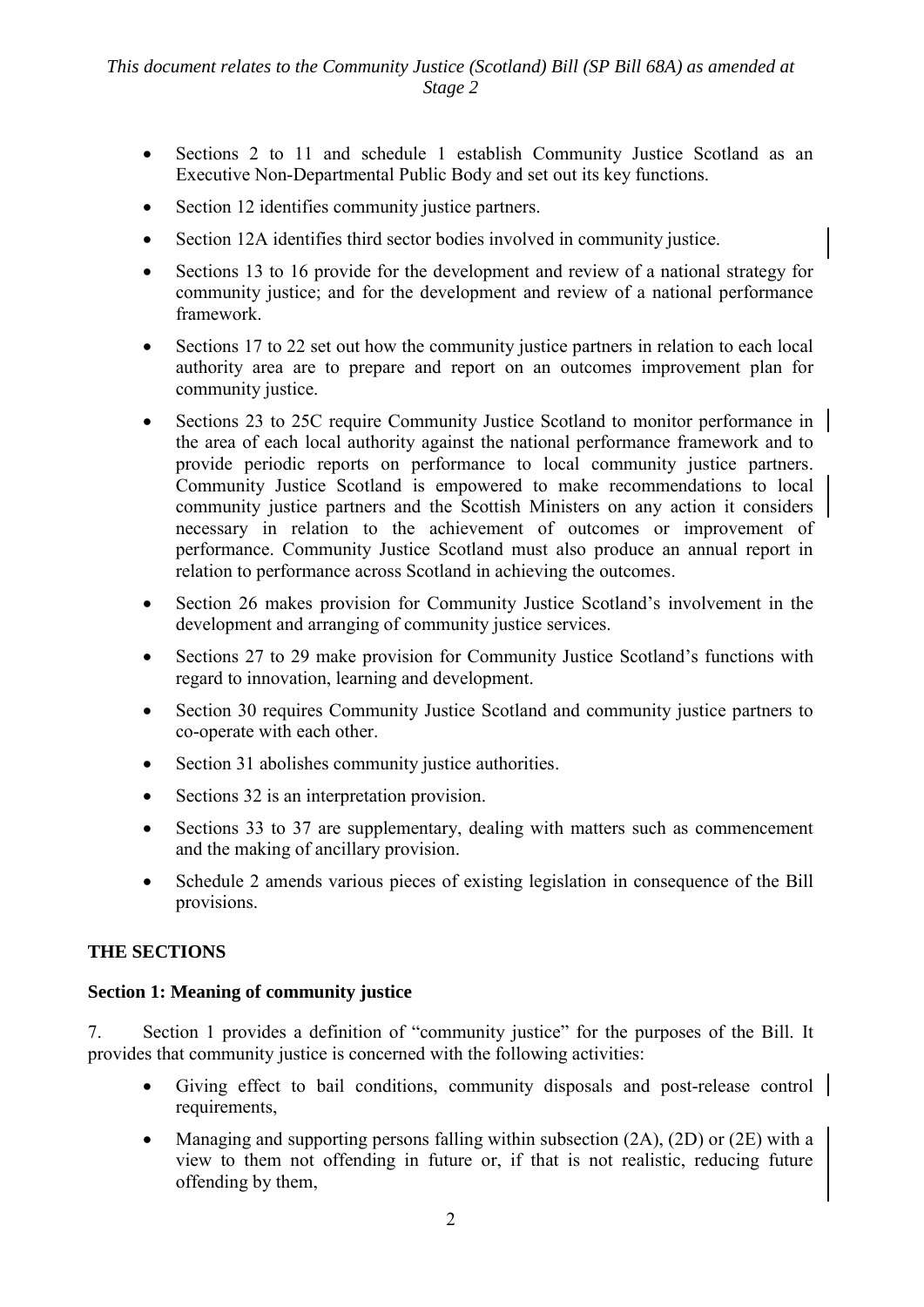- Sections 2 to 11 and schedule 1 establish Community Justice Scotland as an Executive Non-Departmental Public Body and set out its key functions.
- Section 12 identifies community justice partners.
- Section 12A identifies third sector bodies involved in community justice.
- Sections 13 to 16 provide for the development and review of a national strategy for community justice; and for the development and review of a national performance framework.
- Sections 17 to 22 set out how the community justice partners in relation to each local authority area are to prepare and report on an outcomes improvement plan for community justice.
- Sections 23 to 25C require Community Justice Scotland to monitor performance in the area of each local authority against the national performance framework and to provide periodic reports on performance to local community justice partners. Community Justice Scotland is empowered to make recommendations to local community justice partners and the Scottish Ministers on any action it considers necessary in relation to the achievement of outcomes or improvement of performance. Community Justice Scotland must also produce an annual report in relation to performance across Scotland in achieving the outcomes.
- Section 26 makes provision for Community Justice Scotland's involvement in the development and arranging of community justice services.
- Sections 27 to 29 make provision for Community Justice Scotland's functions with regard to innovation, learning and development.
- Section 30 requires Community Justice Scotland and community justice partners to co-operate with each other.
- Section 31 abolishes community justice authorities.
- Sections 32 is an interpretation provision.
- Sections 33 to 37 are supplementary, dealing with matters such as commencement and the making of ancillary provision.
- Schedule 2 amends various pieces of existing legislation in consequence of the Bill provisions.

## THE SECTIONS

### Section 1: Meaning of community justice

7. Section 1 provides a definition of "community justice" for the purposes of the Bill. It provides that community justice is concerned with the following activities:

- Giving effect to bail conditions, community disposals and post-release control requirements,
- Managing and supporting persons falling within subsection (2A), (2D) or (2E) with a view to them not offending in future or, if that is not realistic, reducing future offending by them,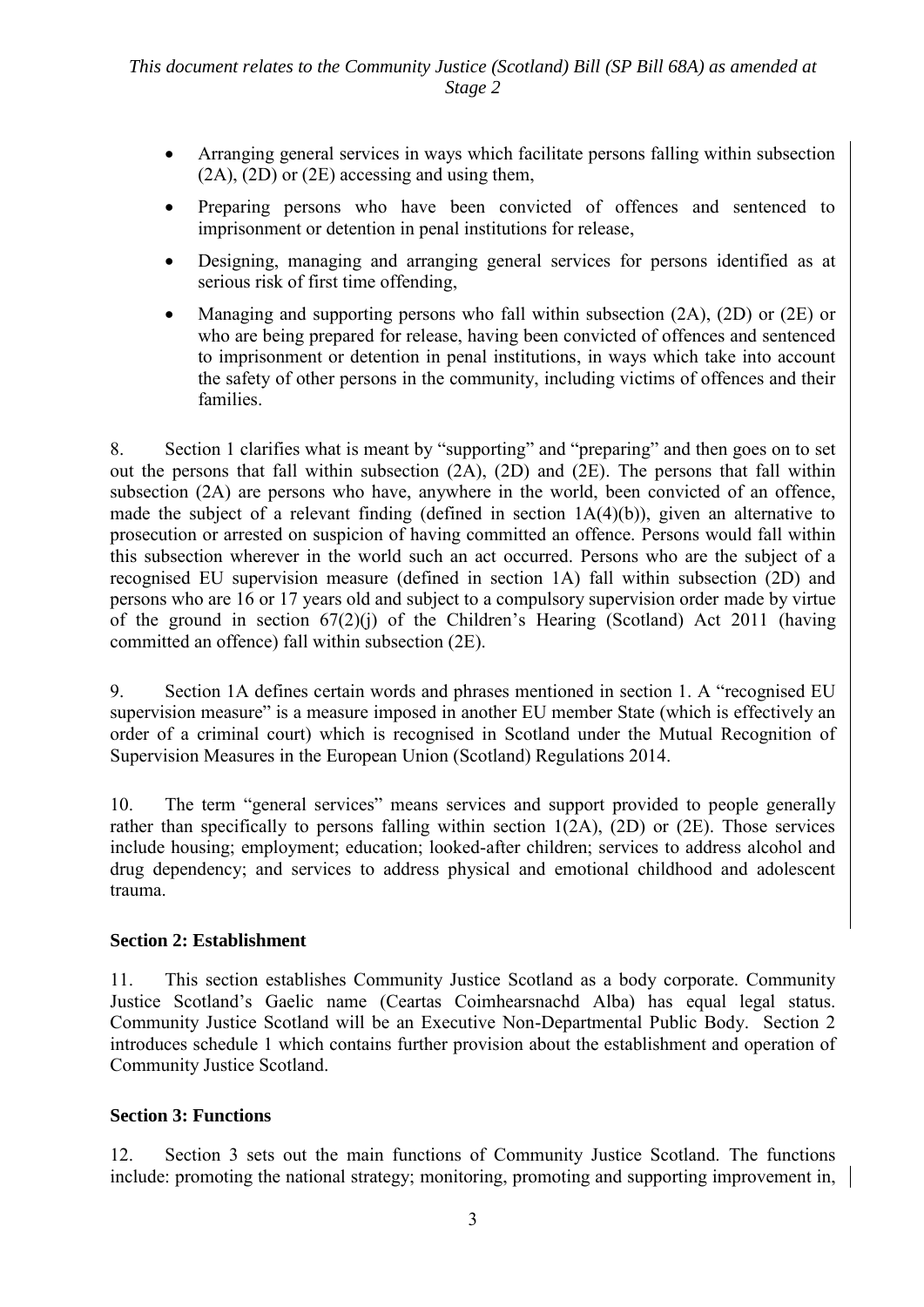- Arranging general services in ways which facilitate persons falling within subsection (2A), (2D) or (2E) accessing and using them,
- Preparing persons who have been convicted of offences and sentenced to imprisonment or detention in penal institutions for release,
- Designing, managing and arranging general services for persons identified as at serious risk of first time offending,
- Managing and supporting persons who fall within subsection (2A), (2D) or (2E) or who are being prepared for release, having been convicted of offences and sentenced to imprisonment or detention in penal institutions, in ways which take into account the safety of other persons in the community, including victims of offences and their families.

8. Section 1 clarifies what is meant by "supporting" and "preparing" and then goes on to set out the persons that fall within subsection (2A), (2D) and (2E). The persons that fall within subsection (2A) are persons who have, anywhere in the world, been convicted of an offence, made the subject of a relevant finding (defined in section 1A(4)(b)), given an alternative to prosecution or arrested on suspicion of having committed an offence. Persons would fall within this subsection wherever in the world such an act occurred. Persons who are the subject of a recognised EU supervision measure (defined in section 1A) fall within subsection (2D) and persons who are 16 or 17 years old and subject to a compulsory supervision order made by virtue of the ground in section 67(2)(j) of the Children's Hearing (Scotland) Act 2011 (having committed an offence) fall within subsection (2E).

9. Section 1A defines certain words and phrases mentioned in section 1. A "recognised EU supervision measure" is a measure imposed in another EU member State (which is effectively an order of a criminal court) which is recognised in Scotland under the Mutual Recognition of Supervision Measures in the European Union (Scotland) Regulations 2014.

10. The term "general services" means services and support provided to people generally rather than specifically to persons falling within section 1(2A), (2D) or (2E). Those services include housing; employment; education; looked-after children; services to address alcohol and drug dependency; and services to address physical and emotional childhood and adolescent trauma.

**Section 2: Establishment**

11. This section establishes Community Justice Scotland as a body corporate. Community Justice Scotland's Gaelic name (Ceartas Coimhearsnachd Alba) has equal legal status. Community Justice Scotland will be an Executive Non-Departmental Public Body. Section 2 introduces schedule 1 which contains further provision about the establishment and operation of Community Justice Scotland.

**Section 3: Functions**

12. Section 3 sets out the main functions of Community Justice Scotland. The functions include: promoting the national strategy; monitoring, promoting and supporting improvement in,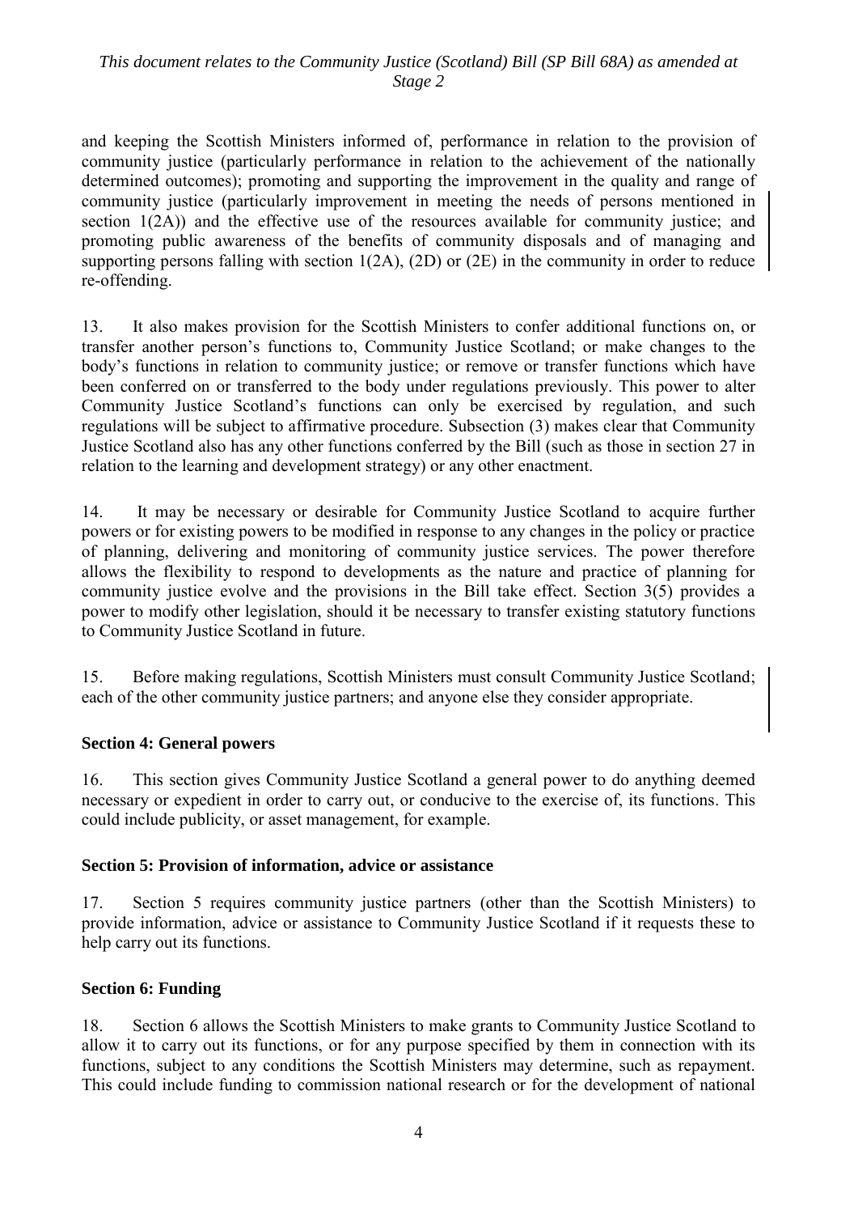and keeping the Scottish Ministers informed of, performance in relation to the provision of community justice (particularly performance in relation to the achievement of the nationally determined outcomes); promoting and supporting the improvement in the quality and range of community justice (particularly improvement in meeting the needs of persons mentioned in section 1(2A)) and the effective use of the resources available for community justice; and promoting public awareness of the benefits of community disposals and of managing and supporting persons falling with section 1(2A), (2D) or (2E) in the community in order to reduce re-offending.

13. It also makes provision for the Scottish Ministers to confer additional functions on, or transfer another person's functions to, Community Justice Scotland; or make changes to the body's functions in relation to community justice; or remove or transfer functions which have been conferred on or transferred to the body under regulations previously. This power to alter Community Justice Scotland's functions can only be exercised by regulation, and such regulations will be subject to affirmative procedure. Subsection (3) makes clear that Community Justice Scotland also has any other functions conferred by the Bill (such as those in section 27 in relation to the learning and development strategy) or any other enactment.

14. It may be necessary or desirable for Community Justice Scotland to acquire further powers or for existing powers to be modified in response to any changes in the policy or practice of planning, delivering and monitoring of community justice services. The power therefore allows the flexibility to respond to developments as the nature and practice of planning for community justice evolve and the provisions in the Bill take effect. Section 3(5) provides a power to modify other legislation, should it be necessary to transfer existing statutory functions to Community Justice Scotland in future.

15. Before making regulations, Scottish Ministers must consult Community Justice Scotland; each of the other community justice partners; and anyone else they consider appropriate.

**Section 4: General powers**

16. This section gives Community Justice Scotland a general power to do anything deemed necessary or expedient in order to carry out, or conducive to the exercise of, its functions. This could include publicity, or asset management, for example.

**Section 5: Provision of information, advice or assistance**

17. Section 5 requires community justice partners (other than the Scottish Ministers) to provide information, advice or assistance to Community Justice Scotland if it requests these to help carry out its functions.

**Section 6: Funding**

18. Section 6 allows the Scottish Ministers to make grants to Community Justice Scotland to allow it to carry out its functions, or for any purpose specified by them in connection with its functions, subject to any conditions the Scottish Ministers may determine, such as repayment. This could include funding to commission national research or for the development of national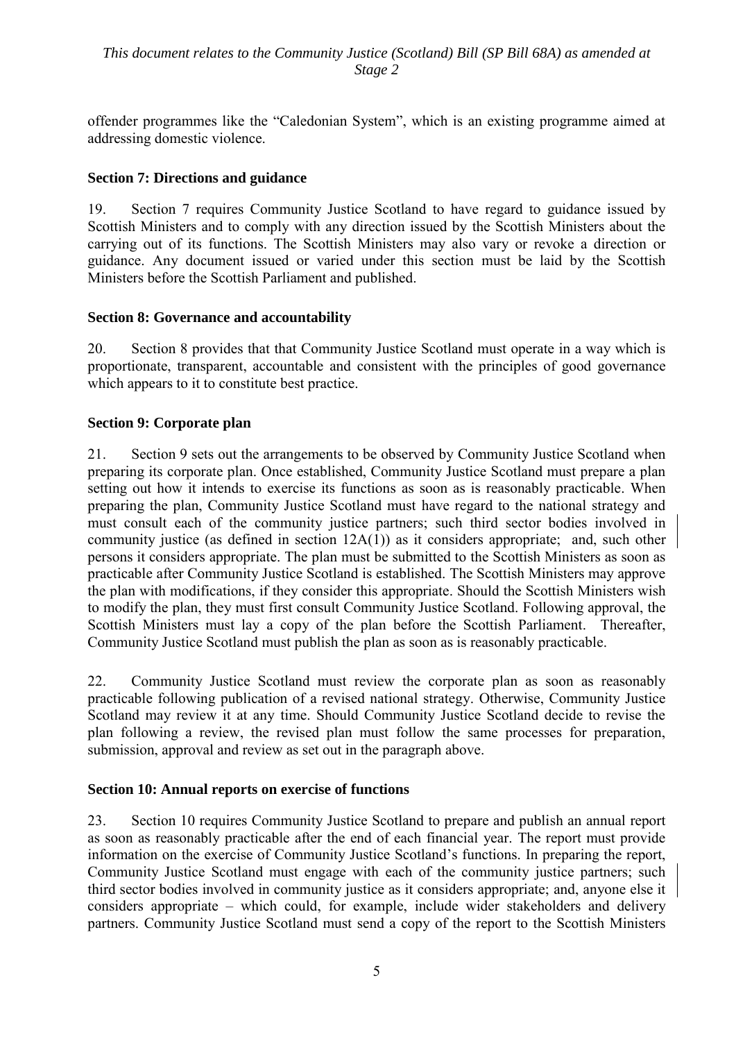offender programmes like the "Caledonian System", which is an existing programme aimed at addressing domestic violence.

### Section 7: Directions and guidance

19. Section 7 requires Community Justice Scotland to have regard to guidance issued by Scottish Ministers and to comply with any direction issued by the Scottish Ministers about the carrying out of its functions. The Scottish Ministers may also vary or revoke a direction or guidance. Any document issued or varied under this section must be laid by the Scottish Ministers before the Scottish Parliament and published.

### Section 8: Governance and accountability

20. Section 8 provides that that Community Justice Scotland must operate in a way which is proportionate, transparent, accountable and consistent with the principles of good governance which appears to it to constitute best practice.

### Section 9: Corporate plan

21. Section 9 sets out the arrangements to be observed by Community Justice Scotland when preparing its corporate plan. Once established, Community Justice Scotland must prepare a plan setting out how it intends to exercise its functions as soon as is reasonably practicable. When preparing the plan, Community Justice Scotland must have regard to the national strategy and must consult each of the community justice partners; such third sector bodies involved in community justice (as defined in section 12A(1)) as it considers appropriate; and, such other persons it considers appropriate. The plan must be submitted to the Scottish Ministers as soon as practicable after Community Justice Scotland is established. The Scottish Ministers may approve the plan with modifications, if they consider this appropriate. Should the Scottish Ministers wish to modify the plan, they must first consult Community Justice Scotland. Following approval, the Scottish Ministers must lay a copy of the plan before the Scottish Parliament. Thereafter, Community Justice Scotland must publish the plan as soon as is reasonably practicable.

22. Community Justice Scotland must review the corporate plan as soon as reasonably practicable following publication of a revised national strategy. Otherwise, Community Justice Scotland may review it at any time. Should Community Justice Scotland decide to revise the plan following a review, the revised plan must follow the same processes for preparation, submission, approval and review as set out in the paragraph above.

### Section 10: Annual reports on exercise of functions

23. Section 10 requires Community Justice Scotland to prepare and publish an annual report as soon as reasonably practicable after the end of each financial year. The report must provide information on the exercise of Community Justice Scotland's functions. In preparing the report, Community Justice Scotland must engage with each of the community justice partners; such third sector bodies involved in community justice as it considers appropriate; and, anyone else it considers appropriate – which could, for example, include wider stakeholders and delivery partners. Community Justice Scotland must send a copy of the report to the Scottish Ministers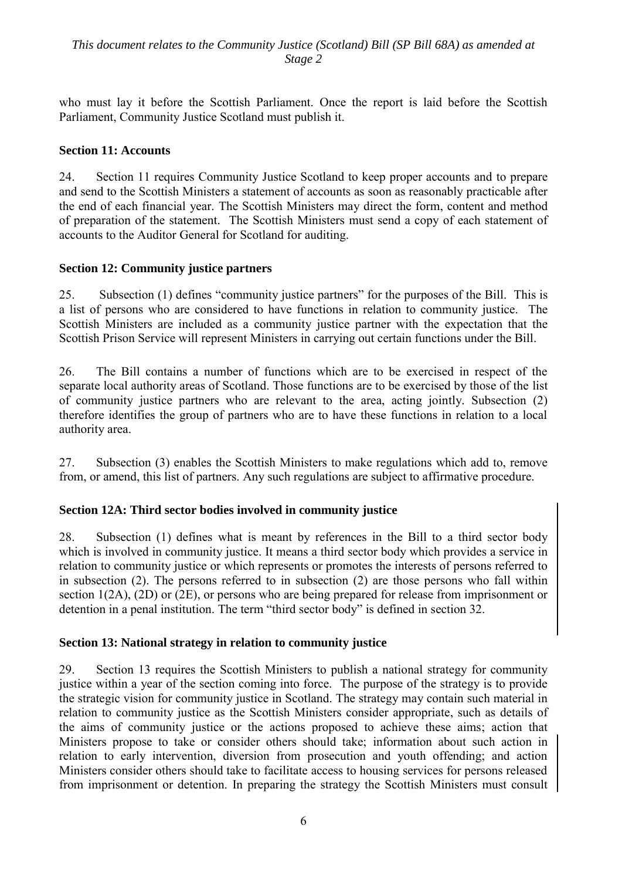who must lay it before the Scottish Parliament. Once the report is laid before the Scottish Parliament, Community Justice Scotland must publish it.

**Section 11: Accounts**

24. Section 11 requires Community Justice Scotland to keep proper accounts and to prepare and send to the Scottish Ministers a statement of accounts as soon as reasonably practicable after the end of each financial year. The Scottish Ministers may direct the form, content and method of preparation of the statement. The Scottish Ministers must send a copy of each statement of accounts to the Auditor General for Scotland for auditing.

**Section 12: Community justice partners**

25. Subsection (1) defines "community justice partners" for the purposes of the Bill. This is a list of persons who are considered to have functions in relation to community justice. The Scottish Ministers are included as a community justice partner with the expectation that the Scottish Prison Service will represent Ministers in carrying out certain functions under the Bill.

26. The Bill contains a number of functions which are to be exercised in respect of the separate local authority areas of Scotland. Those functions are to be exercised by those of the list of community justice partners who are relevant to the area, acting jointly. Subsection (2) therefore identifies the group of partners who are to have these functions in relation to a local authority area.

27. Subsection (3) enables the Scottish Ministers to make regulations which add to, remove from, or amend, this list of partners. Any such regulations are subject to affirmative procedure.

**Section 12A: Third sector bodies involved in community justice**

28. Subsection (1) defines what is meant by references in the Bill to a third sector body which is involved in community justice. It means a third sector body which provides a service in relation to community justice or which represents or promotes the interests of persons referred to in subsection (2). The persons referred to in subsection (2) are those persons who fall within section 1(2A), (2D) or (2E), or persons who are being prepared for release from imprisonment or detention in a penal institution. The term "third sector body" is defined in section 32.

**Section 13: National strategy in relation to community justice**

29. Section 13 requires the Scottish Ministers to publish a national strategy for community justice within a year of the section coming into force. The purpose of the strategy is to provide the strategic vision for community justice in Scotland. The strategy may contain such material in relation to community justice as the Scottish Ministers consider appropriate, such as details of the aims of community justice or the actions proposed to achieve these aims; action that Ministers propose to take or consider others should take; information about such action in relation to early intervention, diversion from prosecution and youth offending; and action Ministers consider others should take to facilitate access to housing services for persons released from imprisonment or detention. In preparing the strategy the Scottish Ministers must consult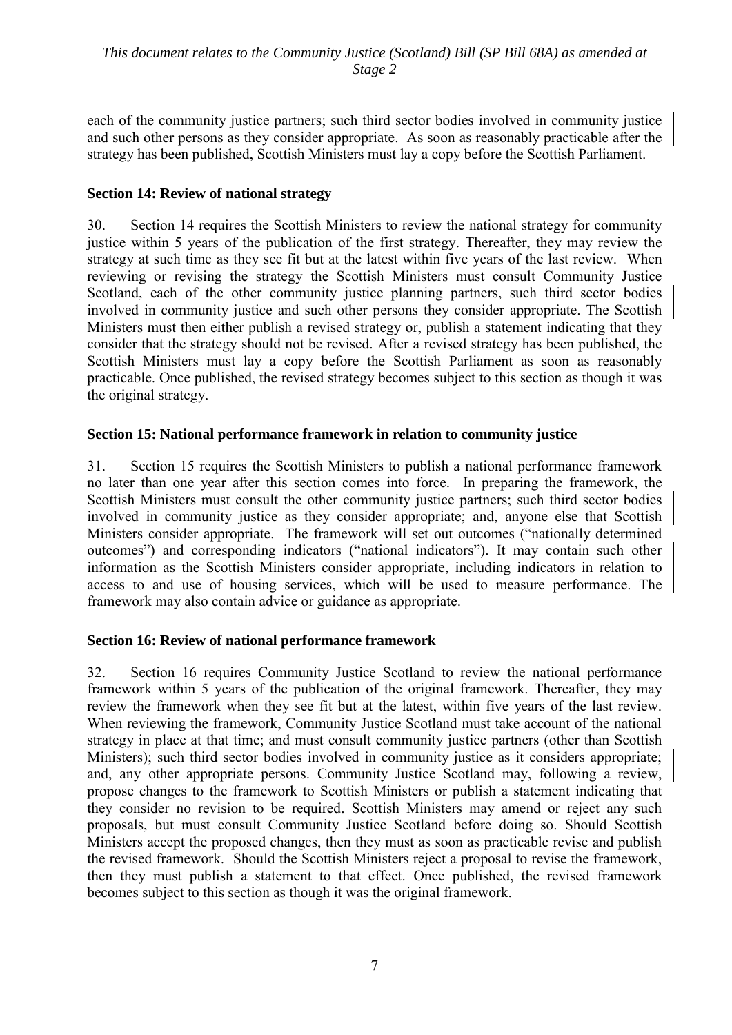each of the community justice partners; such third sector bodies involved in community justice and such other persons as they consider appropriate. As soon as reasonably practicable after the strategy has been published, Scottish Ministers must lay a copy before the Scottish Parliament.

### Section 14: Review of national strategy

30. Section 14 requires the Scottish Ministers to review the national strategy for community justice within 5 years of the publication of the first strategy. Thereafter, they may review the strategy at such time as they see fit but at the latest within five years of the last review. When reviewing or revising the strategy the Scottish Ministers must consult Community Justice Scotland, each of the other community justice planning partners, such third sector bodies involved in community justice and such other persons they consider appropriate. The Scottish Ministers must then either publish a revised strategy or, publish a statement indicating that they consider that the strategy should not be revised. After a revised strategy has been published, the Scottish Ministers must lay a copy before the Scottish Parliament as soon as reasonably practicable. Once published, the revised strategy becomes subject to this section as though it was the original strategy.

### Section 15: National performance framework in relation to community justice

31. Section 15 requires the Scottish Ministers to publish a national performance framework no later than one year after this section comes into force. In preparing the framework, the Scottish Ministers must consult the other community justice partners; such third sector bodies involved in community justice as they consider appropriate; and, anyone else that Scottish Ministers consider appropriate. The framework will set out outcomes ("nationally determined outcomes") and corresponding indicators ("national indicators"). It may contain such other information as the Scottish Ministers consider appropriate, including indicators in relation to access to and use of housing services, which will be used to measure performance. The framework may also contain advice or guidance as appropriate.

### Section 16: Review of national performance framework

32. Section 16 requires Community Justice Scotland to review the national performance framework within 5 years of the publication of the original framework. Thereafter, they may review the framework when they see fit but at the latest, within five years of the last review. When reviewing the framework, Community Justice Scotland must take account of the national strategy in place at that time; and must consult community justice partners (other than Scottish Ministers); such third sector bodies involved in community justice as it considers appropriate; and, any other appropriate persons. Community Justice Scotland may, following a review, propose changes to the framework to Scottish Ministers or publish a statement indicating that they consider no revision to be required. Scottish Ministers may amend or reject any such proposals, but must consult Community Justice Scotland before doing so. Should Scottish Ministers accept the proposed changes, then they must as soon as practicable revise and publish the revised framework. Should the Scottish Ministers reject a proposal to revise the framework, then they must publish a statement to that effect. Once published, the revised framework becomes subject to this section as though it was the original framework.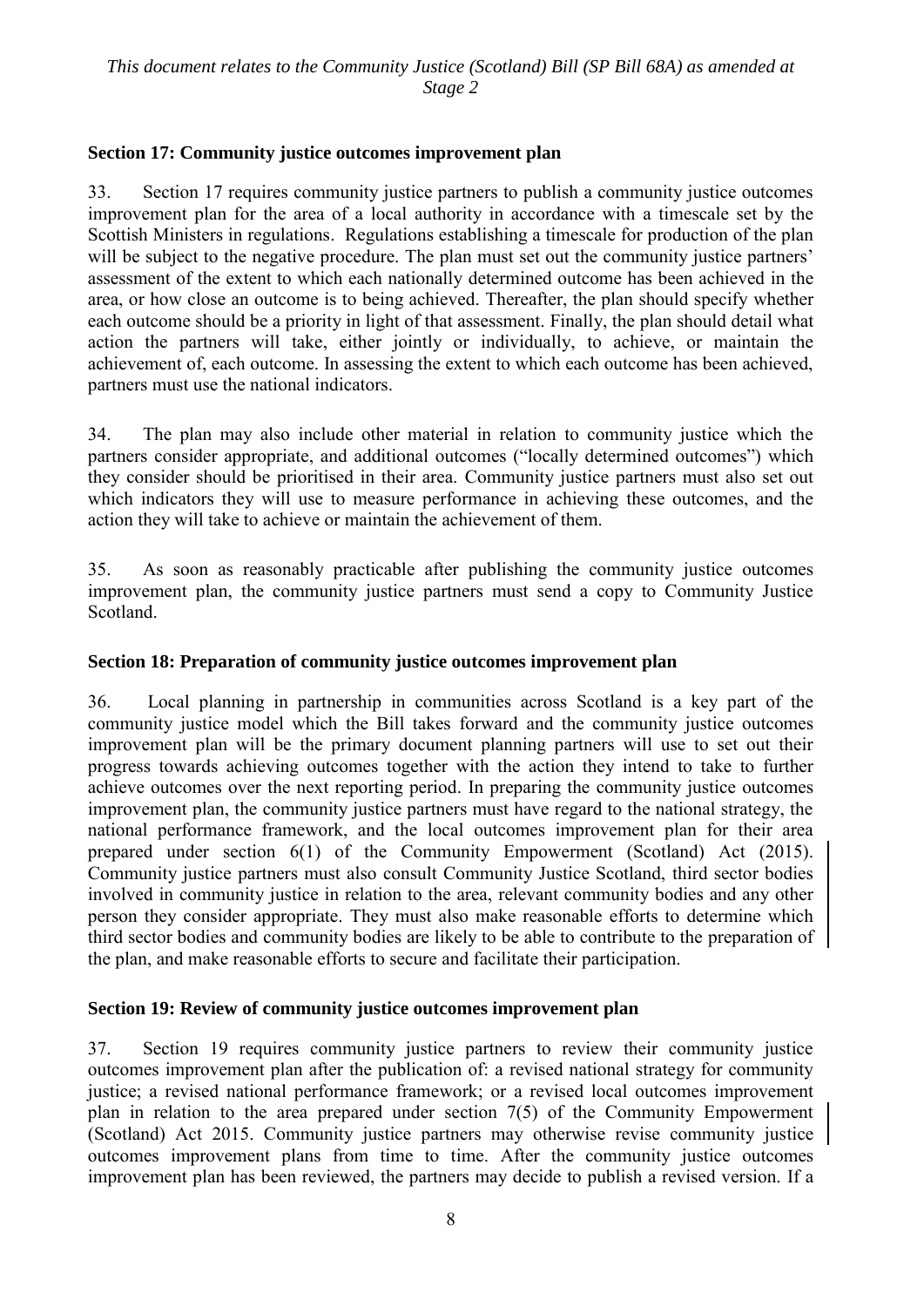### Section 17: Community justice outcomes improvement plan

33. Section 17 requires community justice partners to publish a community justice outcomes improvement plan for the area of a local authority in accordance with a timescale set by the Scottish Ministers in regulations. Regulations establishing a timescale for production of the plan will be subject to the negative procedure. The plan must set out the community justice partners' assessment of the extent to which each nationally determined outcome has been achieved in the area, or how close an outcome is to being achieved. Thereafter, the plan should specify whether each outcome should be a priority in light of that assessment. Finally, the plan should detail what action the partners will take, either jointly or individually, to achieve, or maintain the achievement of, each outcome. In assessing the extent to which each outcome has been achieved, partners must use the national indicators.

34. The plan may also include other material in relation to community justice which the partners consider appropriate, and additional outcomes ("locally determined outcomes") which they consider should be prioritised in their area. Community justice partners must also set out which indicators they will use to measure performance in achieving these outcomes, and the action they will take to achieve or maintain the achievement of them.

35. As soon as reasonably practicable after publishing the community justice outcomes improvement plan, the community justice partners must send a copy to Community Justice Scotland.

### Section 18: Preparation of community justice outcomes improvement plan

36. Local planning in partnership in communities across Scotland is a key part of the community justice model which the Bill takes forward and the community justice outcomes improvement plan will be the primary document planning partners will use to set out their progress towards achieving outcomes together with the action they intend to take to further achieve outcomes over the next reporting period. In preparing the community justice outcomes improvement plan, the community justice partners must have regard to the national strategy, the national performance framework, and the local outcomes improvement plan for their area prepared under section 6(1) of the Community Empowerment (Scotland) Act (2015). Community justice partners must also consult Community Justice Scotland, third sector bodies involved in community justice in relation to the area, relevant community bodies and any other person they consider appropriate. They must also make reasonable efforts to determine which third sector bodies and community bodies are likely to be able to contribute to the preparation of the plan, and make reasonable efforts to secure and facilitate their participation.

### Section 19: Review of community justice outcomes improvement plan

37. Section 19 requires community justice partners to review their community justice outcomes improvement plan after the publication of: a revised national strategy for community justice; a revised national performance framework; or a revised local outcomes improvement plan in relation to the area prepared under section 7(5) of the Community Empowerment (Scotland) Act 2015. Community justice partners may otherwise revise community justice outcomes improvement plans from time to time. After the community justice outcomes improvement plan has been reviewed, the partners may decide to publish a revised version. If a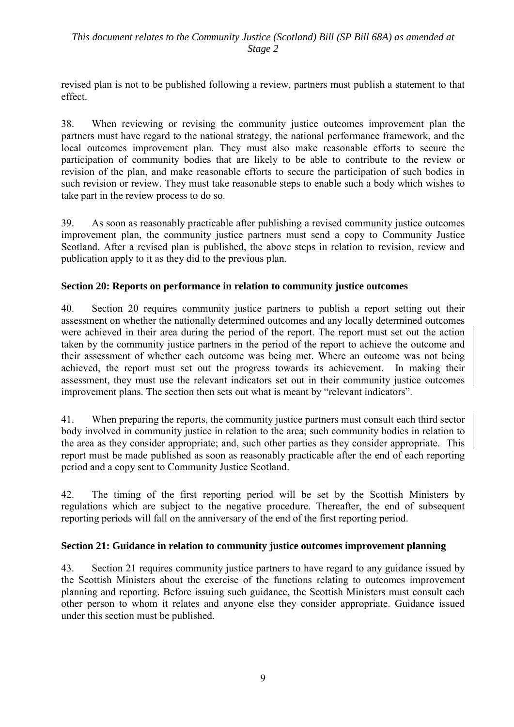revised plan is not to be published following a review, partners must publish a statement to that effect.

38. When reviewing or revising the community justice outcomes improvement plan the partners must have regard to the national strategy, the national performance framework, and the local outcomes improvement plan. They must also make reasonable efforts to secure the participation of community bodies that are likely to be able to contribute to the review or revision of the plan, and make reasonable efforts to secure the participation of such bodies in such revision or review. They must take reasonable steps to enable such a body which wishes to take part in the review process to do so.

39. As soon as reasonably practicable after publishing a revised community justice outcomes improvement plan, the community justice partners must send a copy to Community Justice Scotland. After a revised plan is published, the above steps in relation to revision, review and publication apply to it as they did to the previous plan.

### Section 20: Reports on performance in relation to community justice outcomes

40. Section 20 requires community justice partners to publish a report setting out their assessment on whether the nationally determined outcomes and any locally determined outcomes were achieved in their area during the period of the report. The report must set out the action taken by the community justice partners in the period of the report to achieve the outcome and their assessment of whether each outcome was being met. Where an outcome was not being achieved, the report must set out the progress towards its achievement. In making their assessment, they must use the relevant indicators set out in their community justice outcomes improvement plans. The section then sets out what is meant by "relevant indicators".

41. When preparing the reports, the community justice partners must consult each third sector body involved in community justice in relation to the area; such community bodies in relation to the area as they consider appropriate; and, such other parties as they consider appropriate. This report must be made published as soon as reasonably practicable after the end of each reporting period and a copy sent to Community Justice Scotland.

42. The timing of the first reporting period will be set by the Scottish Ministers by regulations which are subject to the negative procedure. Thereafter, the end of subsequent reporting periods will fall on the anniversary of the end of the first reporting period.

### Section 21: Guidance in relation to community justice outcomes improvement planning

43. Section 21 requires community justice partners to have regard to any guidance issued by the Scottish Ministers about the exercise of the functions relating to outcomes improvement planning and reporting. Before issuing such guidance, the Scottish Ministers must consult each other person to whom it relates and anyone else they consider appropriate. Guidance issued under this section must be published.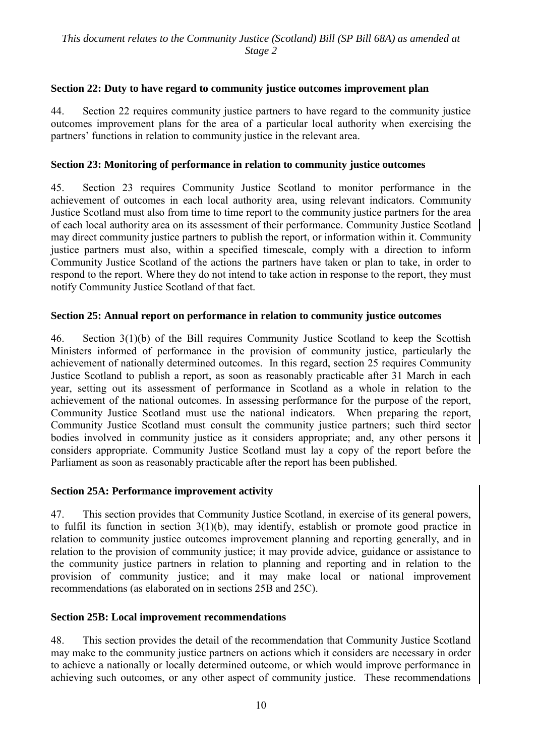### Section 22: Duty to have regard to community justice outcomes improvement plan

44. Section 22 requires community justice partners to have regard to the community justice outcomes improvement plans for the area of a particular local authority when exercising the partners' functions in relation to community justice in the relevant area.

### Section 23: Monitoring of performance in relation to community justice outcomes

45. Section 23 requires Community Justice Scotland to monitor performance in the achievement of outcomes in each local authority area, using relevant indicators. Community Justice Scotland must also from time to time report to the community justice partners for the area of each local authority area on its assessment of their performance. Community Justice Scotland may direct community justice partners to publish the report, or information within it. Community justice partners must also, within a specified timescale, comply with a direction to inform Community Justice Scotland of the actions the partners have taken or plan to take, in order to respond to the report. Where they do not intend to take action in response to the report, they must notify Community Justice Scotland of that fact.

### Section 25: Annual report on performance in relation to community justice outcomes

46. Section 3(1)(b) of the Bill requires Community Justice Scotland to keep the Scottish Ministers informed of performance in the provision of community justice, particularly the achievement of nationally determined outcomes. In this regard, section 25 requires Community Justice Scotland to publish a report, as soon as reasonably practicable after 31 March in each year, setting out its assessment of performance in Scotland as a whole in relation to the achievement of the national outcomes. In assessing performance for the purpose of the report, Community Justice Scotland must use the national indicators. When preparing the report, Community Justice Scotland must consult the community justice partners; such third sector bodies involved in community justice as it considers appropriate; and, any other persons it considers appropriate. Community Justice Scotland must lay a copy of the report before the Parliament as soon as reasonably practicable after the report has been published.

### Section 25A: Performance improvement activity

47. This section provides that Community Justice Scotland, in exercise of its general powers, to fulfil its function in section 3(1)(b), may identify, establish or promote good practice in relation to community justice outcomes improvement planning and reporting generally, and in relation to the provision of community justice; it may provide advice, guidance or assistance to the community justice partners in relation to planning and reporting and in relation to the provision of community justice; and it may make local or national improvement recommendations (as elaborated on in sections 25B and 25C).

### Section 25B: Local improvement recommendations

48. This section provides the detail of the recommendation that Community Justice Scotland may make to the community justice partners on actions which it considers are necessary in order to achieve a nationally or locally determined outcome, or which would improve performance in achieving such outcomes, or any other aspect of community justice. These recommendations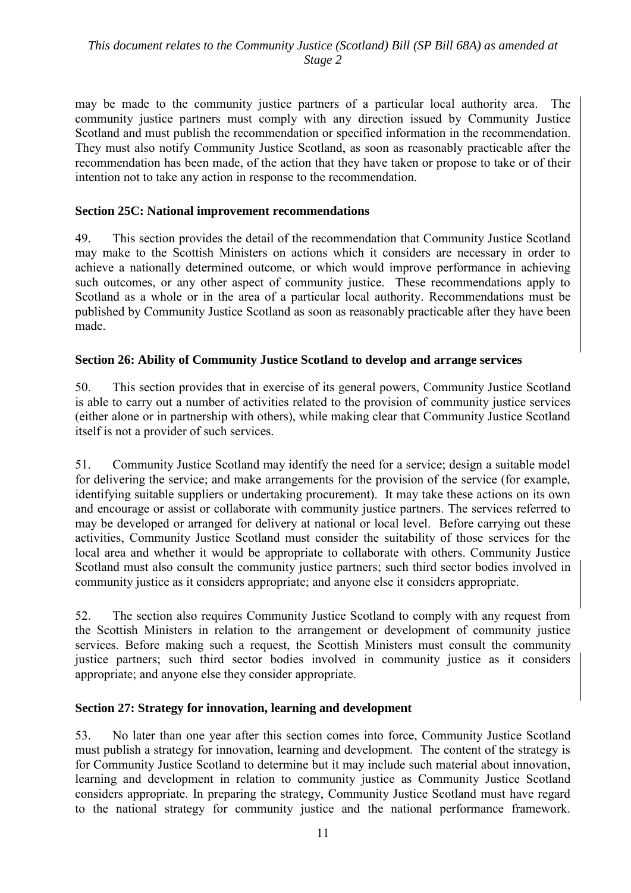may be made to the community justice partners of a particular local authority area. The community justice partners must comply with any direction issued by Community Justice Scotland and must publish the recommendation or specified information in the recommendation. They must also notify Community Justice Scotland, as soon as reasonably practicable after the recommendation has been made, of the action that they have taken or propose to take or of their intention not to take any action in response to the recommendation.

**Section 25C: National improvement recommendations**

49. This section provides the detail of the recommendation that Community Justice Scotland may make to the Scottish Ministers on actions which it considers are necessary in order to achieve a nationally determined outcome, or which would improve performance in achieving such outcomes, or any other aspect of community justice. These recommendations apply to Scotland as a whole or in the area of a particular local authority. Recommendations must be published by Community Justice Scotland as soon as reasonably practicable after they have been made.

**Section 26: Ability of Community Justice Scotland to develop and arrange services**

50. This section provides that in exercise of its general powers, Community Justice Scotland is able to carry out a number of activities related to the provision of community justice services (either alone or in partnership with others), while making clear that Community Justice Scotland itself is not a provider of such services.

51. Community Justice Scotland may identify the need for a service; design a suitable model for delivering the service; and make arrangements for the provision of the service (for example, identifying suitable suppliers or undertaking procurement). It may take these actions on its own and encourage or assist or collaborate with community justice partners. The services referred to may be developed or arranged for delivery at national or local level. Before carrying out these activities, Community Justice Scotland must consider the suitability of those services for the local area and whether it would be appropriate to collaborate with others. Community Justice Scotland must also consult the community justice partners; such third sector bodies involved in community justice as it considers appropriate; and anyone else it considers appropriate.

52. The section also requires Community Justice Scotland to comply with any request from the Scottish Ministers in relation to the arrangement or development of community justice services. Before making such a request, the Scottish Ministers must consult the community justice partners; such third sector bodies involved in community justice as it considers appropriate; and anyone else they consider appropriate.

**Section 27: Strategy for innovation, learning and development**

53. No later than one year after this section comes into force, Community Justice Scotland must publish a strategy for innovation, learning and development. The content of the strategy is for Community Justice Scotland to determine but it may include such material about innovation, learning and development in relation to community justice as Community Justice Scotland considers appropriate. In preparing the strategy, Community Justice Scotland must have regard to the national strategy for community justice and the national performance framework.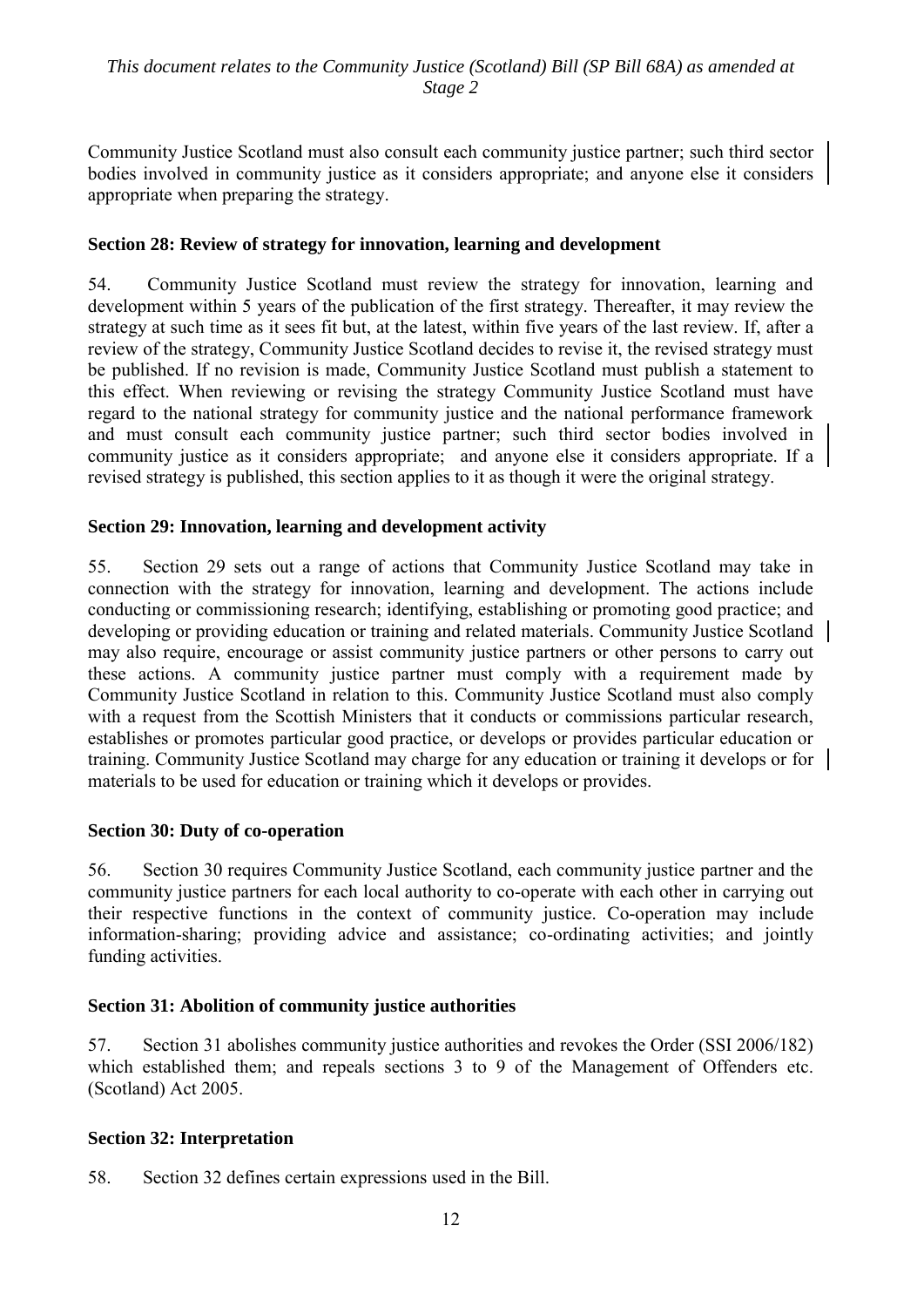Community Justice Scotland must also consult each community justice partner; such third sector bodies involved in community justice as it considers appropriate; and anyone else it considers appropriate when preparing the strategy.

**Section 28: Review of strategy for innovation, learning and development**

54. Community Justice Scotland must review the strategy for innovation, learning and development within 5 years of the publication of the first strategy. Thereafter, it may review the strategy at such time as it sees fit but, at the latest, within five years of the last review. If, after a review of the strategy, Community Justice Scotland decides to revise it, the revised strategy must be published. If no revision is made, Community Justice Scotland must publish a statement to this effect. When reviewing or revising the strategy Community Justice Scotland must have regard to the national strategy for community justice and the national performance framework and must consult each community justice partner; such third sector bodies involved in community justice as it considers appropriate; and anyone else it considers appropriate. If a revised strategy is published, this section applies to it as though it were the original strategy.

**Section 29: Innovation, learning and development activity**

55. Section 29 sets out a range of actions that Community Justice Scotland may take in connection with the strategy for innovation, learning and development. The actions include conducting or commissioning research; identifying, establishing or promoting good practice; and developing or providing education or training and related materials. Community Justice Scotland may also require, encourage or assist community justice partners or other persons to carry out these actions. A community justice partner must comply with a requirement made by Community Justice Scotland in relation to this. Community Justice Scotland must also comply with a request from the Scottish Ministers that it conducts or commissions particular research, establishes or promotes particular good practice, or develops or provides particular education or training. Community Justice Scotland may charge for any education or training it develops or for materials to be used for education or training which it develops or provides.

**Section 30: Duty of co-operation**

56. Section 30 requires Community Justice Scotland, each community justice partner and the community justice partners for each local authority to co-operate with each other in carrying out their respective functions in the context of community justice. Co-operation may include information-sharing; providing advice and assistance; co-ordinating activities; and jointly funding activities.

**Section 31: Abolition of community justice authorities**

57. Section 31 abolishes community justice authorities and revokes the Order (SSI 2006/182) which established them; and repeals sections 3 to 9 of the Management of Offenders etc. (Scotland) Act 2005.

**Section 32: Interpretation**

58. Section 32 defines certain expressions used in the Bill.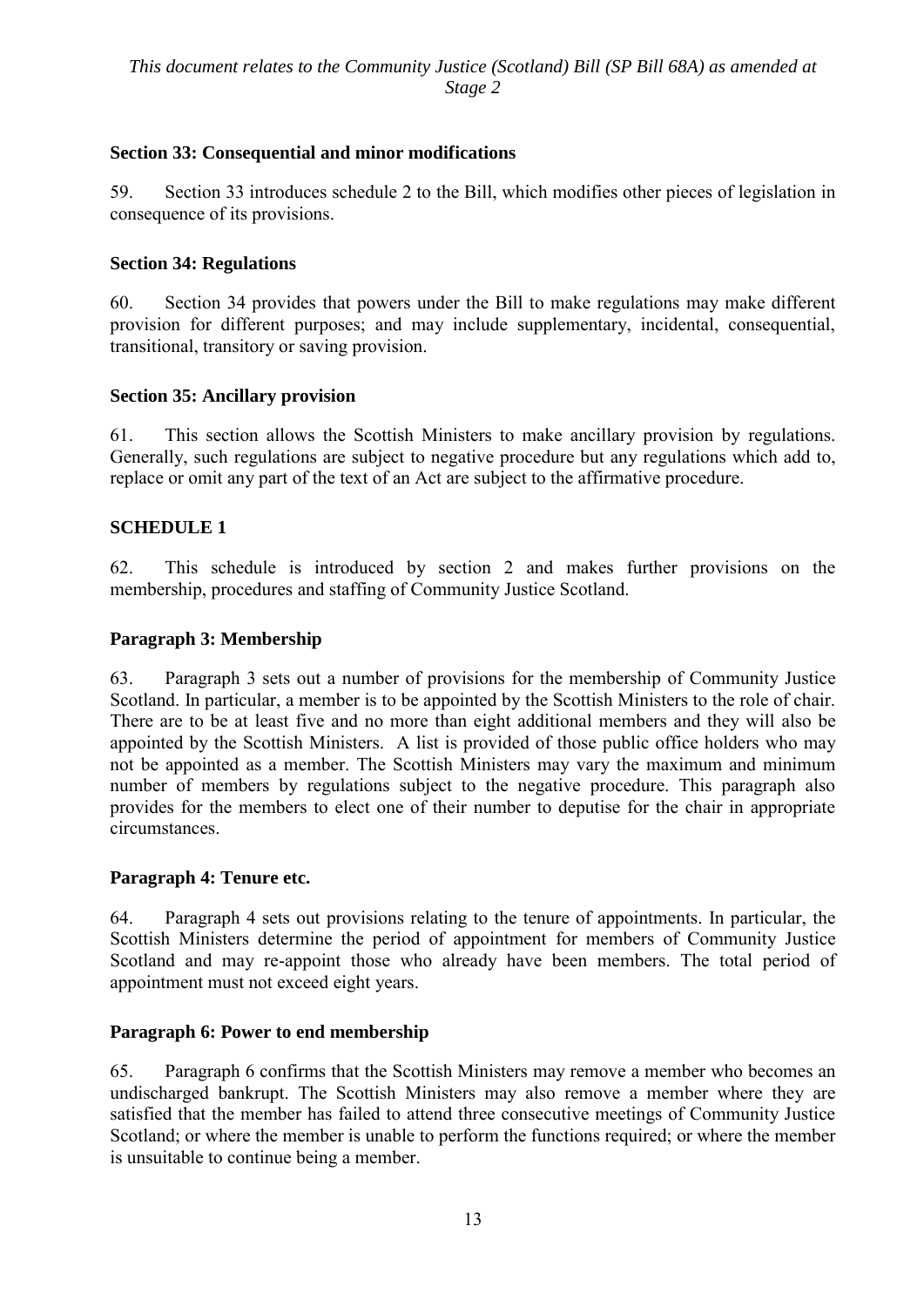### Section 33: Consequential and minor modifications

59. Section 33 introduces schedule 2 to the Bill, which modifies other pieces of legislation in consequence of its provisions.

### Section 34: Regulations

60. Section 34 provides that powers under the Bill to make regulations may make different provision for different purposes; and may include supplementary, incidental, consequential, transitional, transitory or saving provision.

### Section 35: Ancillary provision

61. This section allows the Scottish Ministers to make ancillary provision by regulations. Generally, such regulations are subject to negative procedure but any regulations which add to, replace or omit any part of the text of an Act are subject to the affirmative procedure.

## SCHEDULE 1

62. This schedule is introduced by section 2 and makes further provisions on the membership, procedures and staffing of Community Justice Scotland.

### Paragraph 3: Membership

63. Paragraph 3 sets out a number of provisions for the membership of Community Justice Scotland. In particular, a member is to be appointed by the Scottish Ministers to the role of chair. There are to be at least five and no more than eight additional members and they will also be appointed by the Scottish Ministers. A list is provided of those public office holders who may not be appointed as a member. The Scottish Ministers may vary the maximum and minimum number of members by regulations subject to the negative procedure. This paragraph also provides for the members to elect one of their number to deputise for the chair in appropriate circumstances.

### Paragraph 4: Tenure etc.

64. Paragraph 4 sets out provisions relating to the tenure of appointments. In particular, the Scottish Ministers determine the period of appointment for members of Community Justice Scotland and may re-appoint those who already have been members. The total period of appointment must not exceed eight years.

### Paragraph 6: Power to end membership

65. Paragraph 6 confirms that the Scottish Ministers may remove a member who becomes an undischarged bankrupt. The Scottish Ministers may also remove a member where they are satisfied that the member has failed to attend three consecutive meetings of Community Justice Scotland; or where the member is unable to perform the functions required; or where the member is unsuitable to continue being a member.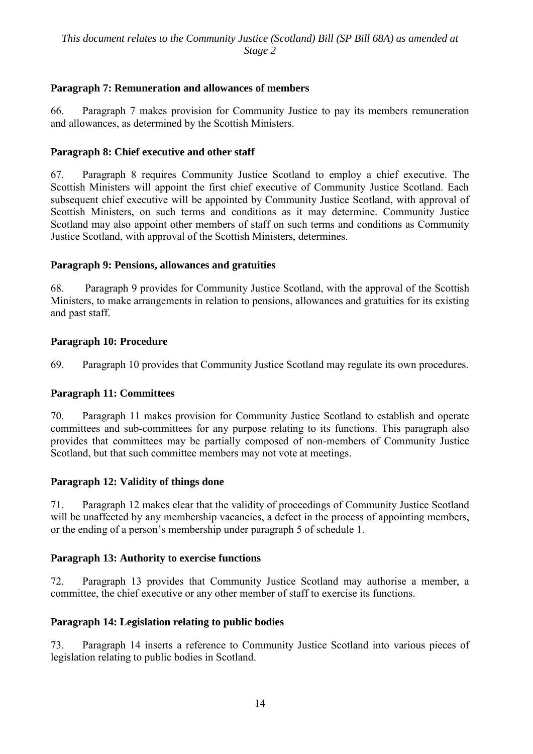**Paragraph 7: Remuneration and allowances of members**

66. Paragraph 7 makes provision for Community Justice to pay its members remuneration and allowances, as determined by the Scottish Ministers.

**Paragraph 8: Chief executive and other staff**

67. Paragraph 8 requires Community Justice Scotland to employ a chief executive. The Scottish Ministers will appoint the first chief executive of Community Justice Scotland. Each subsequent chief executive will be appointed by Community Justice Scotland, with approval of Scottish Ministers, on such terms and conditions as it may determine. Community Justice Scotland may also appoint other members of staff on such terms and conditions as Community Justice Scotland, with approval of the Scottish Ministers, determines.

**Paragraph 9: Pensions, allowances and gratuities**

68. Paragraph 9 provides for Community Justice Scotland, with the approval of the Scottish Ministers, to make arrangements in relation to pensions, allowances and gratuities for its existing and past staff.

**Paragraph 10: Procedure**

69. Paragraph 10 provides that Community Justice Scotland may regulate its own procedures.

**Paragraph 11: Committees**

70. Paragraph 11 makes provision for Community Justice Scotland to establish and operate committees and sub-committees for any purpose relating to its functions. This paragraph also provides that committees may be partially composed of non-members of Community Justice Scotland, but that such committee members may not vote at meetings.

**Paragraph 12: Validity of things done**

71. Paragraph 12 makes clear that the validity of proceedings of Community Justice Scotland will be unaffected by any membership vacancies, a defect in the process of appointing members, or the ending of a person's membership under paragraph 5 of schedule 1.

**Paragraph 13: Authority to exercise functions**

72. Paragraph 13 provides that Community Justice Scotland may authorise a member, a committee, the chief executive or any other member of staff to exercise its functions.

**Paragraph 14: Legislation relating to public bodies**

73. Paragraph 14 inserts a reference to Community Justice Scotland into various pieces of legislation relating to public bodies in Scotland.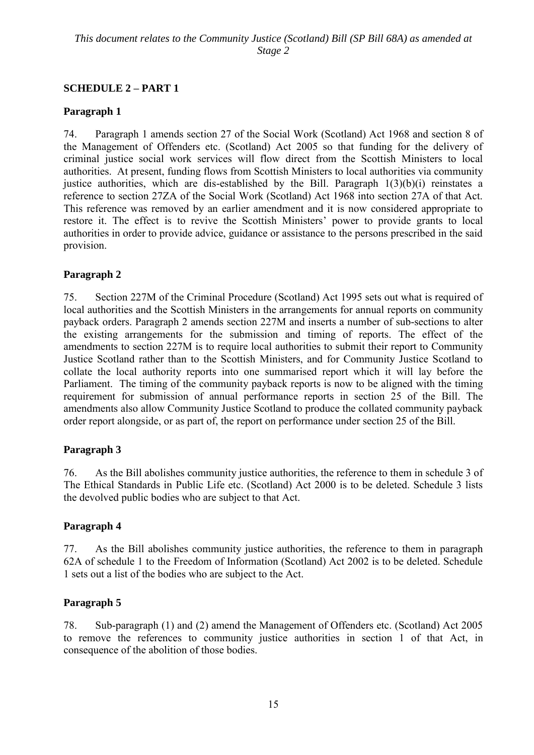## SCHEDULE 2 – PART 1

### Paragraph 1

74. Paragraph 1 amends section 27 of the Social Work (Scotland) Act 1968 and section 8 of the Management of Offenders etc. (Scotland) Act 2005 so that funding for the delivery of criminal justice social work services will flow direct from the Scottish Ministers to local authorities. At present, funding flows from Scottish Ministers to local authorities via community justice authorities, which are dis-established by the Bill. Paragraph 1(3)(b)(i) reinstates a reference to section 27ZA of the Social Work (Scotland) Act 1968 into section 27A of that Act. This reference was removed by an earlier amendment and it is now considered appropriate to restore it. The effect is to revive the Scottish Ministers' power to provide grants to local authorities in order to provide advice, guidance or assistance to the persons prescribed in the said provision.

### Paragraph 2

75. Section 227M of the Criminal Procedure (Scotland) Act 1995 sets out what is required of local authorities and the Scottish Ministers in the arrangements for annual reports on community payback orders. Paragraph 2 amends section 227M and inserts a number of sub-sections to alter the existing arrangements for the submission and timing of reports. The effect of the amendments to section 227M is to require local authorities to submit their report to Community Justice Scotland rather than to the Scottish Ministers, and for Community Justice Scotland to collate the local authority reports into one summarised report which it will lay before the Parliament. The timing of the community payback reports is now to be aligned with the timing requirement for submission of annual performance reports in section 25 of the Bill. The amendments also allow Community Justice Scotland to produce the collated community payback order report alongside, or as part of, the report on performance under section 25 of the Bill.

### Paragraph 3

76. As the Bill abolishes community justice authorities, the reference to them in schedule 3 of The Ethical Standards in Public Life etc. (Scotland) Act 2000 is to be deleted. Schedule 3 lists the devolved public bodies who are subject to that Act.

### Paragraph 4

77. As the Bill abolishes community justice authorities, the reference to them in paragraph 62A of schedule 1 to the Freedom of Information (Scotland) Act 2002 is to be deleted. Schedule 1 sets out a list of the bodies who are subject to the Act.

### Paragraph 5

78. Sub-paragraph (1) and (2) amend the Management of Offenders etc. (Scotland) Act 2005 to remove the references to community justice authorities in section 1 of that Act, in consequence of the abolition of those bodies.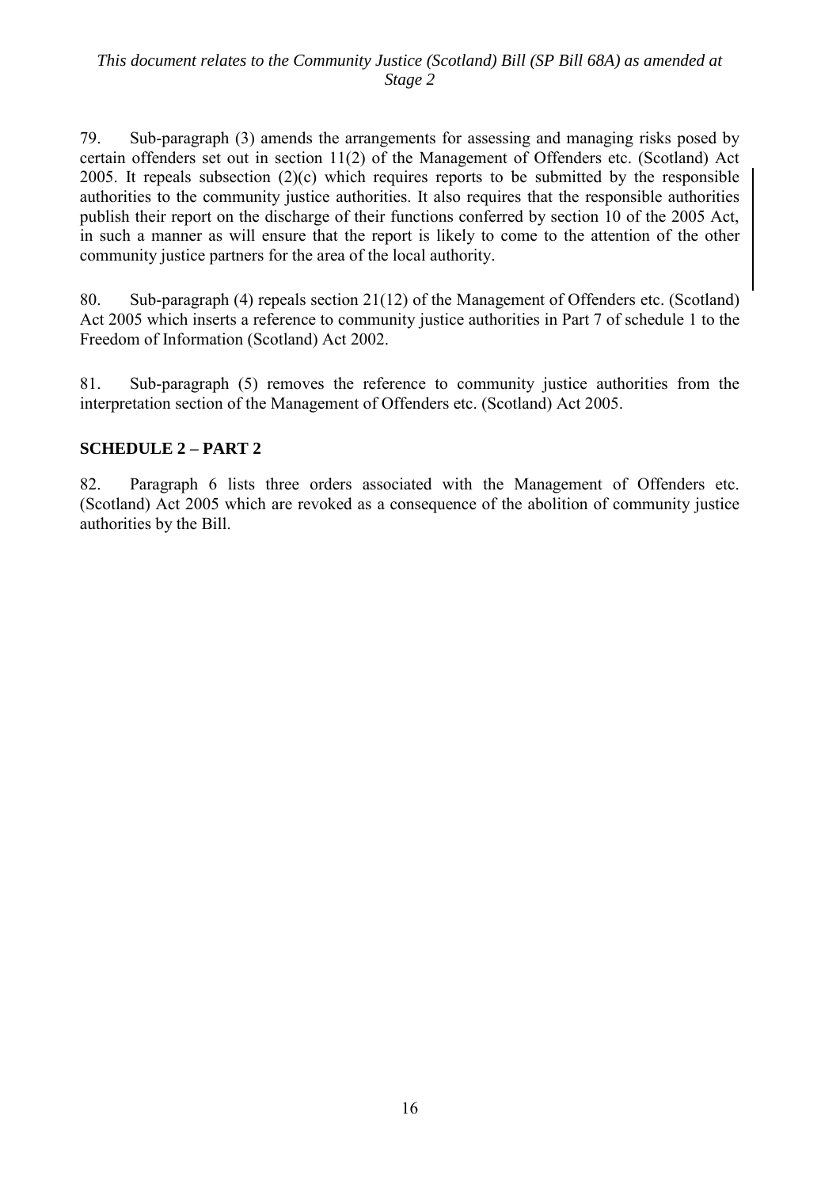79. Sub-paragraph (3) amends the arrangements for assessing and managing risks posed by certain offenders set out in section 11(2) of the Management of Offenders etc. (Scotland) Act 2005. It repeals subsection (2)(c) which requires reports to be submitted by the responsible authorities to the community justice authorities. It also requires that the responsible authorities publish their report on the discharge of their functions conferred by section 10 of the 2005 Act, in such a manner as will ensure that the report is likely to come to the attention of the other community justice partners for the area of the local authority.

80. Sub-paragraph (4) repeals section 21(12) of the Management of Offenders etc. (Scotland) Act 2005 which inserts a reference to community justice authorities in Part 7 of schedule 1 to the Freedom of Information (Scotland) Act 2002.

81. Sub-paragraph (5) removes the reference to community justice authorities from the interpretation section of the Management of Offenders etc. (Scotland) Act 2005.

## SCHEDULE 2 – PART 2

82. Paragraph 6 lists three orders associated with the Management of Offenders etc. (Scotland) Act 2005 which are revoked as a consequence of the abolition of community justice authorities by the Bill.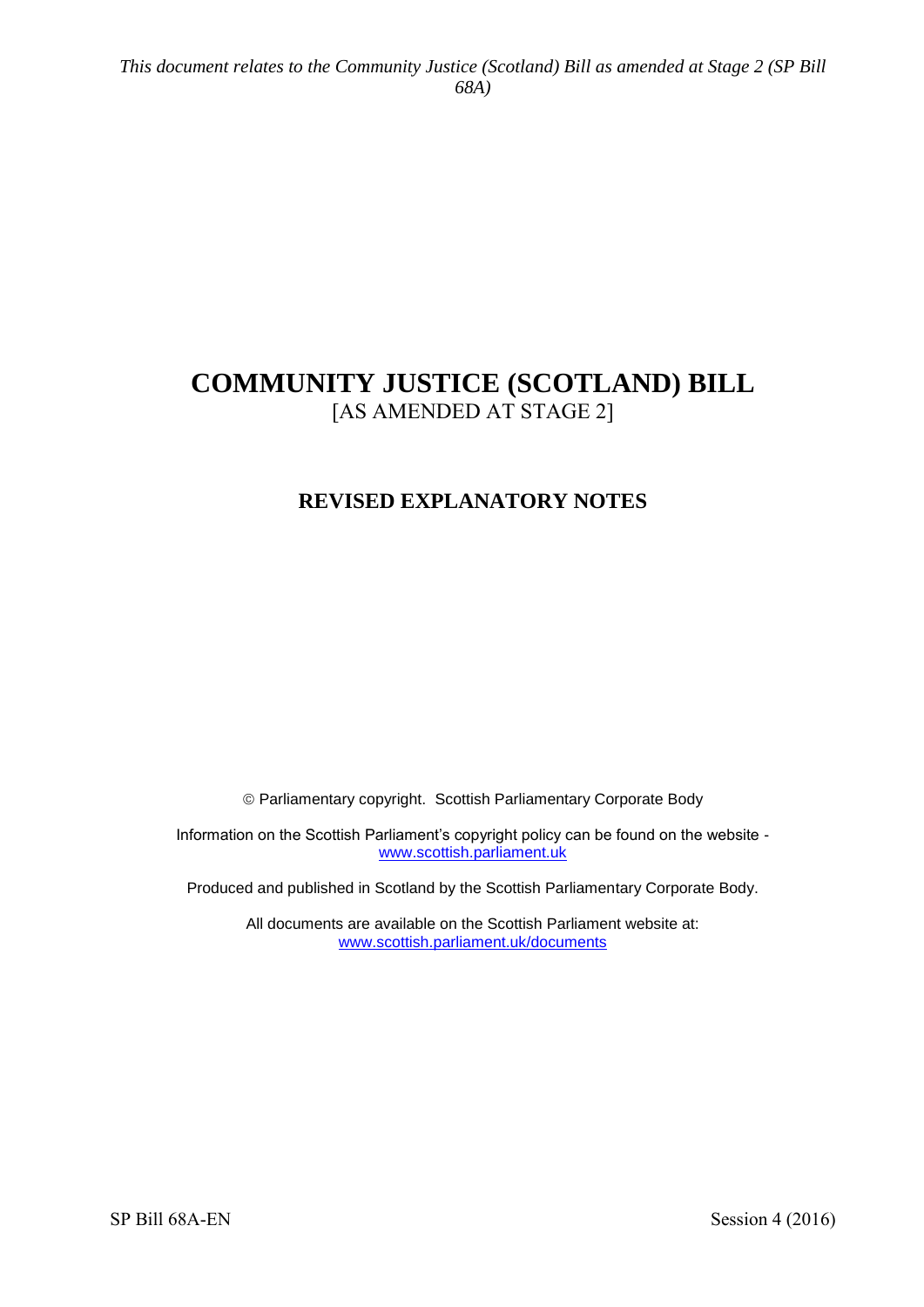*This document relates to the Community Justice (Scotland) Bill as amended at Stage 2 (SP Bill 68A)*

# COMMUNITY JUSTICE (SCOTLAND) BILL

[AS AMENDED AT STAGE 2]

## REVISED EXPLANATORY NOTES

© Parliamentary copyright. Scottish Parliamentary Corporate Body

Information on the Scottish Parliament's copyright policy can be found on the website - www.scottish.parliament.uk

Produced and published in Scotland by the Scottish Parliamentary Corporate Body.

All documents are available on the Scottish Parliament website at: www.scottish.parliament.uk/documents

SP Bill 68A-EN

Session 4 (2016)